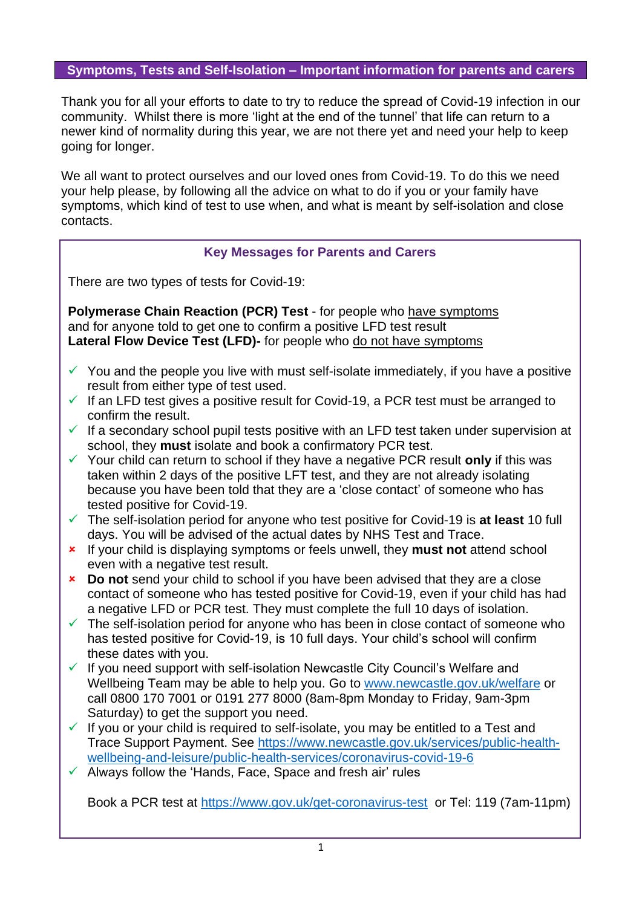## Symptoms, Tests and Self-Isolation – Important information for parents and carers

Thank you for all your efforts to date to try to reduce the spread of Covid-19 infection in our community. Whilst there is more 'light at the end of the tunnel' that life can return to a newer kind of normality during this year, we are not there yet and need your help to keep going for longer.

We all want to protect ourselves and our loved ones from Covid-19. To do this we need your help please, by following all the advice on what to do if you or your family have symptoms, which kind of test to use when, and what is meant by self-isolation and close contacts.

### Key Messages for Parents and Carers

There are two types of tests for Covid-19:

**Polymerase Chain Reaction (PCR) Test** - for people who have symptoms and for anyone told to get one to confirm a positive LFD test result
**Lateral Flow Device Test (LFD)-** for people who do not have symptoms

- ✓ You and the people you live with must self-isolate immediately, if you have a positive result from either type of test used.
- ✓ If an LFD test gives a positive result for Covid-19, a PCR test must be arranged to confirm the result.
- ✓ If a secondary school pupil tests positive with an LFD test taken under supervision at school, they **must** isolate and book a confirmatory PCR test.
- ✓ Your child can return to school if they have a negative PCR result **only** if this was taken within 2 days of the positive LFT test, and they are not already isolating because you have been told that they are a 'close contact' of someone who has tested positive for Covid-19.
- ✓ The self-isolation period for anyone who test positive for Covid-19 is **at least** 10 full days. You will be advised of the actual dates by NHS Test and Trace.
- × If your child is displaying symptoms or feels unwell, they **must not** attend school even with a negative test result.
- × **Do not** send your child to school if you have been advised that they are a close contact of someone who has tested positive for Covid-19, even if your child has had a negative LFD or PCR test. They must complete the full 10 days of isolation.
- ✓ The self-isolation period for anyone who has been in close contact of someone who has tested positive for Covid-19, is 10 full days. Your child's school will confirm these dates with you.
- ✓ If you need support with self-isolation Newcastle City Council's Welfare and Wellbeing Team may be able to help you. Go to www.newcastle.gov.uk/welfare or call 0800 170 7001 or 0191 277 8000 (8am-8pm Monday to Friday, 9am-3pm Saturday) to get the support you need.
- ✓ If you or your child is required to self-isolate, you may be entitled to a Test and Trace Support Payment. See https://www.newcastle.gov.uk/services/public-health-wellbeing-and-leisure/public-health-services/coronavirus-covid-19-6
- ✓ Always follow the 'Hands, Face, Space and fresh air' rules

Book a PCR test at https://www.gov.uk/get-coronavirus-test or Tel: 119 (7am-11pm)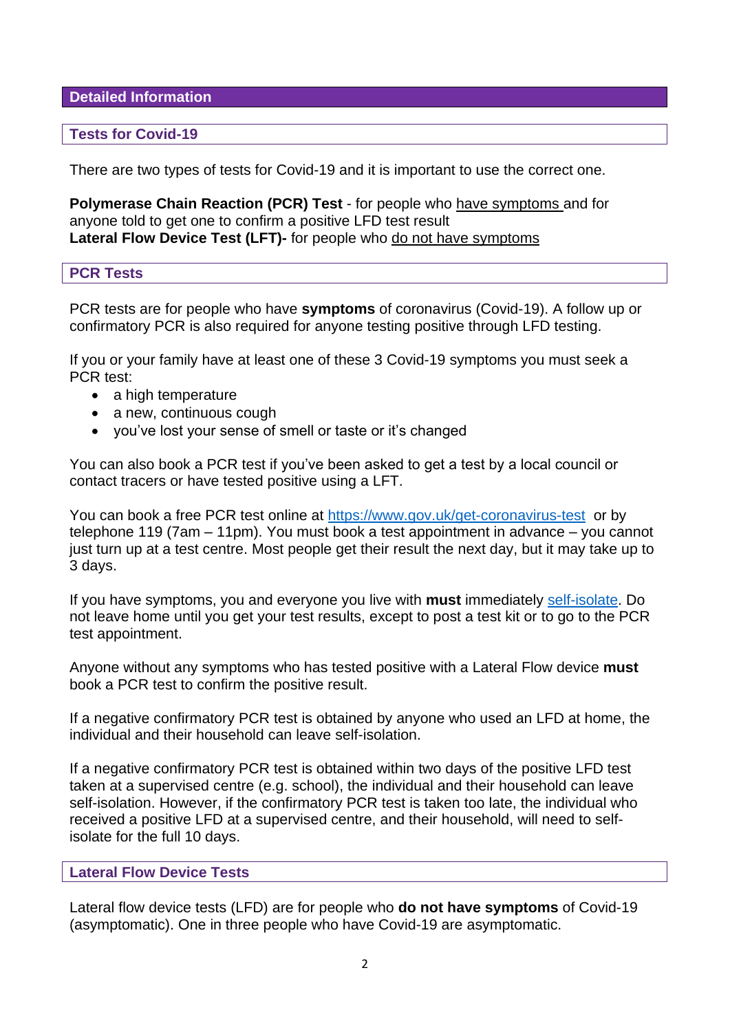## Detailed Information

### Tests for Covid-19

There are two types of tests for Covid-19 and it is important to use the correct one.

**Polymerase Chain Reaction (PCR) Test** - for people who have symptoms and for anyone told to get one to confirm a positive LFD test result
**Lateral Flow Device Test (LFT)-** for people who do not have symptoms

### PCR Tests

PCR tests are for people who have **symptoms** of coronavirus (Covid-19). A follow up or confirmatory PCR is also required for anyone testing positive through LFD testing.

If you or your family have at least one of these 3 Covid-19 symptoms you must seek a PCR test:

- a high temperature
- a new, continuous cough
- you've lost your sense of smell or taste or it's changed

You can also book a PCR test if you've been asked to get a test by a local council or contact tracers or have tested positive using a LFT.

You can book a free PCR test online at [https://www.gov.uk/get-coronavirus-test](https://www.gov.uk/get-coronavirus-test) or by telephone 119 (7am – 11pm). You must book a test appointment in advance – you cannot just turn up at a test centre. Most people get their result the next day, but it may take up to 3 days.

If you have symptoms, you and everyone you live with **must** immediately self-isolate. Do not leave home until you get your test results, except to post a test kit or to go to the PCR test appointment.

Anyone without any symptoms who has tested positive with a Lateral Flow device **must** book a PCR test to confirm the positive result.

If a negative confirmatory PCR test is obtained by anyone who used an LFD at home, the individual and their household can leave self-isolation.

If a negative confirmatory PCR test is obtained within two days of the positive LFD test taken at a supervised centre (e.g. school), the individual and their household can leave self-isolation. However, if the confirmatory PCR test is taken too late, the individual who received a positive LFD at a supervised centre, and their household, will need to self-isolate for the full 10 days.

### Lateral Flow Device Tests

Lateral flow device tests (LFD) are for people who **do not have symptoms** of Covid-19 (asymptomatic). One in three people who have Covid-19 are asymptomatic.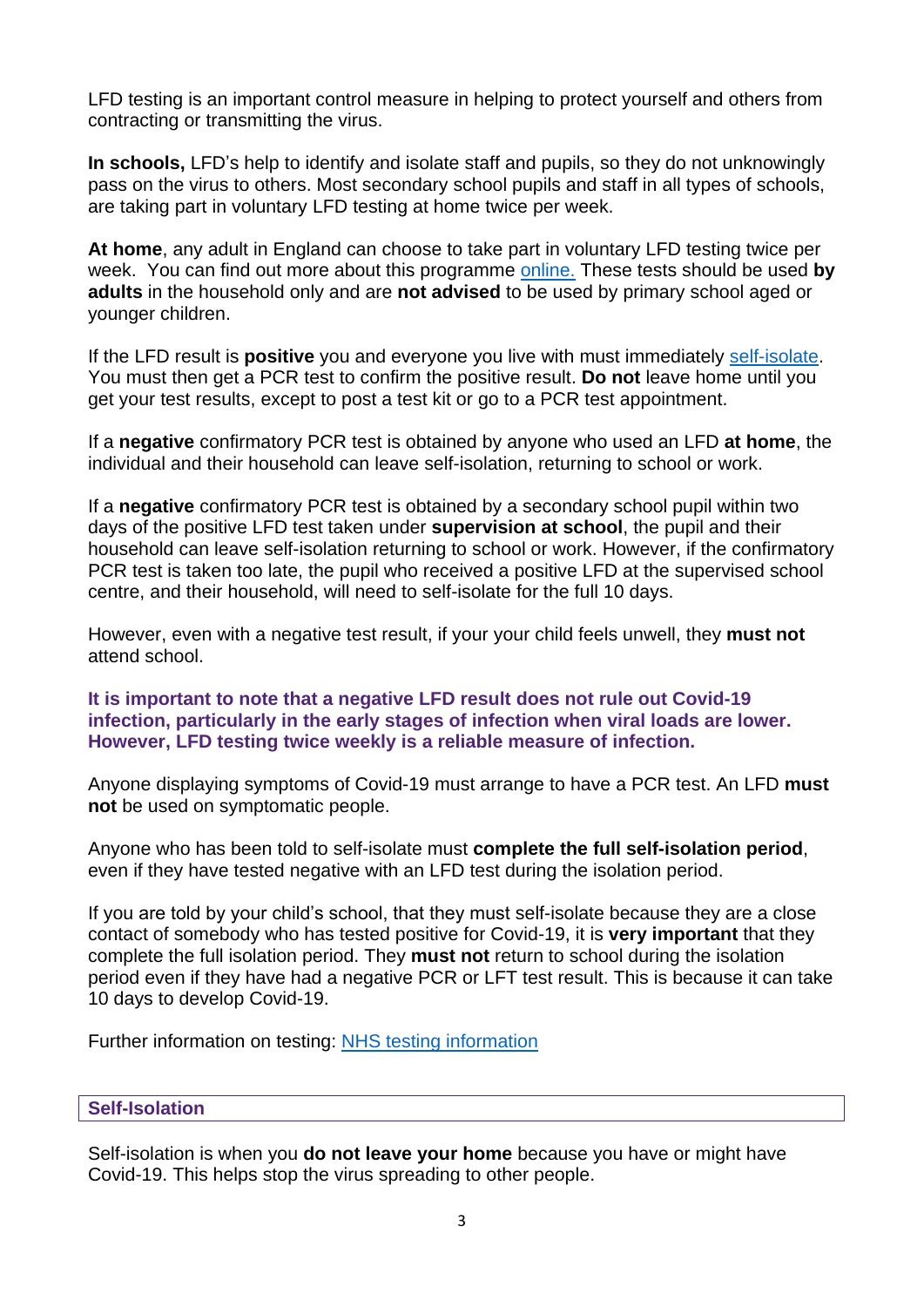LFD testing is an important control measure in helping to protect yourself and others from contracting or transmitting the virus.

**In schools,** LFD's help to identify and isolate staff and pupils, so they do not unknowingly pass on the virus to others. Most secondary school pupils and staff in all types of schools, are taking part in voluntary LFD testing at home twice per week.

**At home**, any adult in England can choose to take part in voluntary LFD testing twice per week. You can find out more about this programme [online.](#) These tests should be used **by adults** in the household only and are **not advised** to be used by primary school aged or younger children.

If the LFD result is **positive** you and everyone you live with must immediately [self-isolate](#). You must then get a PCR test to confirm the positive result. **Do not** leave home until you get your test results, except to post a test kit or go to a PCR test appointment.

If a **negative** confirmatory PCR test is obtained by anyone who used an LFD **at home**, the individual and their household can leave self-isolation, returning to school or work.

If a **negative** confirmatory PCR test is obtained by a secondary school pupil within two days of the positive LFD test taken under **supervision at school**, the pupil and their household can leave self-isolation returning to school or work. However, if the confirmatory PCR test is taken too late, the pupil who received a positive LFD at the supervised school centre, and their household, will need to self-isolate for the full 10 days.

However, even with a negative test result, if your your child feels unwell, they **must not** attend school.

**It is important to note that a negative LFD result does not rule out Covid-19 infection, particularly in the early stages of infection when viral loads are lower. However, LFD testing twice weekly is a reliable measure of infection.**

Anyone displaying symptoms of Covid-19 must arrange to have a PCR test. An LFD **must not** be used on symptomatic people.

Anyone who has been told to self-isolate must **complete the full self-isolation period**, even if they have tested negative with an LFD test during the isolation period.

If you are told by your child's school, that they must self-isolate because they are a close contact of somebody who has tested positive for Covid-19, it is **very important** that they complete the full isolation period. They **must not** return to school during the isolation period even if they have had a negative PCR or LFT test result. This is because it can take 10 days to develop Covid-19.

Further information on testing: [NHS testing information](#)

## Self-Isolation

Self-isolation is when you **do not leave your home** because you have or might have Covid-19. This helps stop the virus spreading to other people.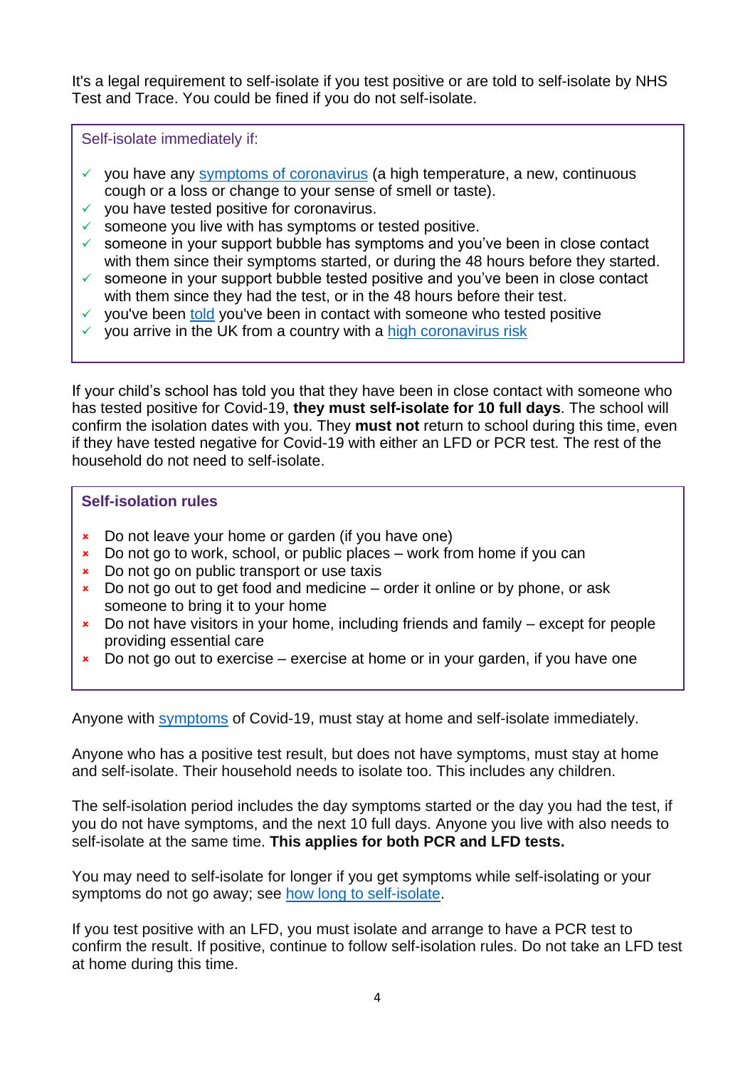It's a legal requirement to self-isolate if you test positive or are told to self-isolate by NHS Test and Trace. You could be fined if you do not self-isolate.

Self-isolate immediately if:

- ✓ you have any symptoms of coronavirus (a high temperature, a new, continuous cough or a loss or change to your sense of smell or taste).
- ✓ you have tested positive for coronavirus.
- ✓ someone you live with has symptoms or tested positive.
- ✓ someone in your support bubble has symptoms and you've been in close contact with them since their symptoms started, or during the 48 hours before they started.
- ✓ someone in your support bubble tested positive and you've been in close contact with them since they had the test, or in the 48 hours before their test.
- ✓ you've been told you've been in contact with someone who tested positive
- ✓ you arrive in the UK from a country with a high coronavirus risk

If your child's school has told you that they have been in close contact with someone who has tested positive for Covid-19, **they must self-isolate for 10 full days**. The school will confirm the isolation dates with you. They **must not** return to school during this time, even if they have tested negative for Covid-19 with either an LFD or PCR test. The rest of the household do not need to self-isolate.

**Self-isolation rules**

- × Do not leave your home or garden (if you have one)
- × Do not go to work, school, or public places – work from home if you can
- × Do not go on public transport or use taxis
- × Do not go out to get food and medicine – order it online or by phone, or ask someone to bring it to your home
- × Do not have visitors in your home, including friends and family – except for people providing essential care
- × Do not go out to exercise – exercise at home or in your garden, if you have one

Anyone with symptoms of Covid-19, must stay at home and self-isolate immediately.

Anyone who has a positive test result, but does not have symptoms, must stay at home and self-isolate. Their household needs to isolate too. This includes any children.

The self-isolation period includes the day symptoms started or the day you had the test, if you do not have symptoms, and the next 10 full days. Anyone you live with also needs to self-isolate at the same time. **This applies for both PCR and LFD tests.**

You may need to self-isolate for longer if you get symptoms while self-isolating or your symptoms do not go away; see how long to self-isolate.

If you test positive with an LFD, you must isolate and arrange to have a PCR test to confirm the result. If positive, continue to follow self-isolation rules. Do not take an LFD test at home during this time.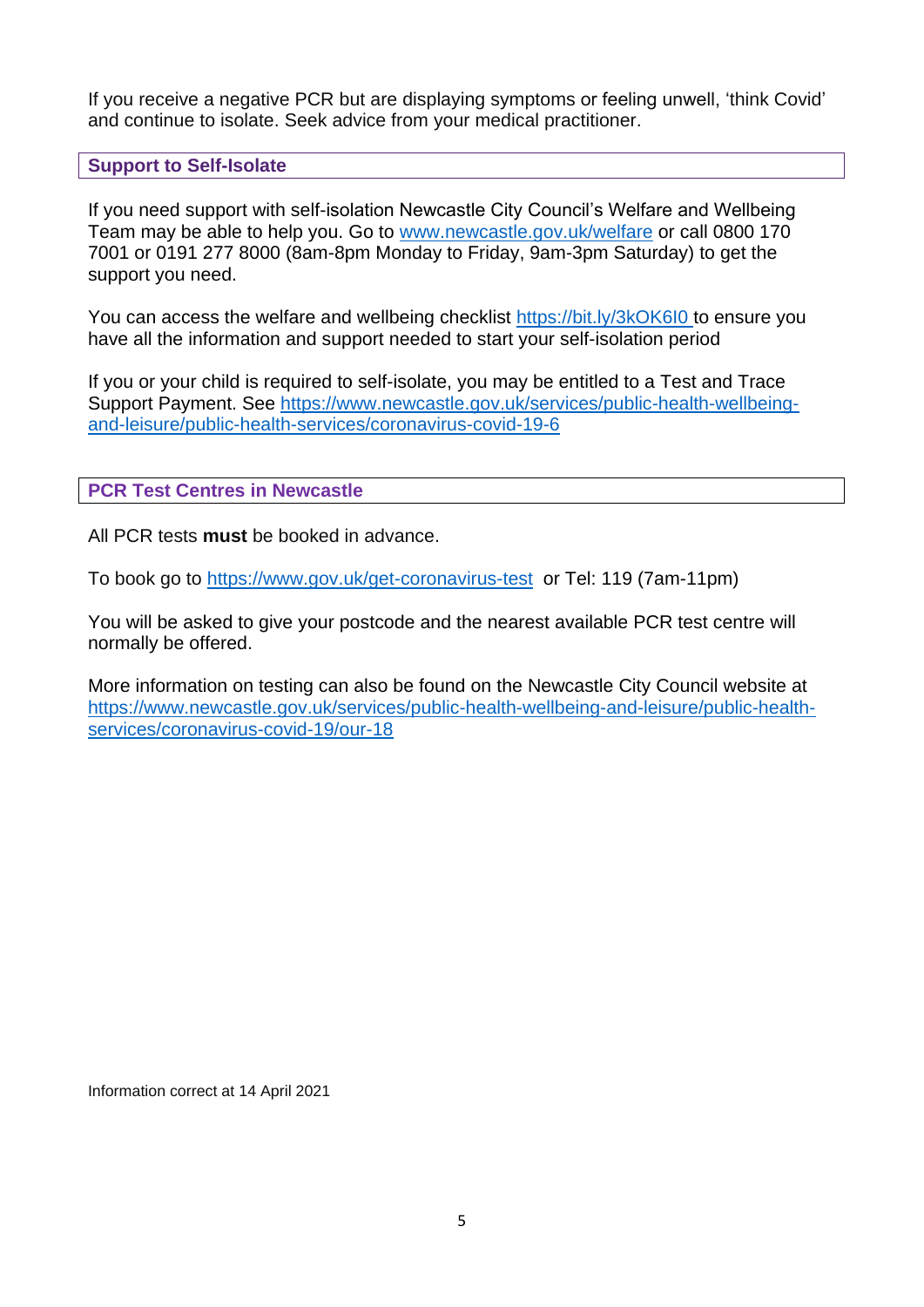If you receive a negative PCR but are displaying symptoms or feeling unwell, 'think Covid' and continue to isolate. Seek advice from your medical practitioner.

## Support to Self-Isolate

If you need support with self-isolation Newcastle City Council's Welfare and Wellbeing Team may be able to help you. Go to www.newcastle.gov.uk/welfare or call 0800 170 7001 or 0191 277 8000 (8am-8pm Monday to Friday, 9am-3pm Saturday) to get the support you need.

You can access the welfare and wellbeing checklist https://bit.ly/3kOK6I0 to ensure you have all the information and support needed to start your self-isolation period

If you or your child is required to self-isolate, you may be entitled to a Test and Trace Support Payment. See https://www.newcastle.gov.uk/services/public-health-wellbeing-and-leisure/public-health-services/coronavirus-covid-19-6

## PCR Test Centres in Newcastle

All PCR tests **must** be booked in advance.

To book go to https://www.gov.uk/get-coronavirus-test or Tel: 119 (7am-11pm)

You will be asked to give your postcode and the nearest available PCR test centre will normally be offered.

More information on testing can also be found on the Newcastle City Council website at https://www.newcastle.gov.uk/services/public-health-wellbeing-and-leisure/public-health-services/coronavirus-covid-19/our-18

Information correct at 14 April 2021